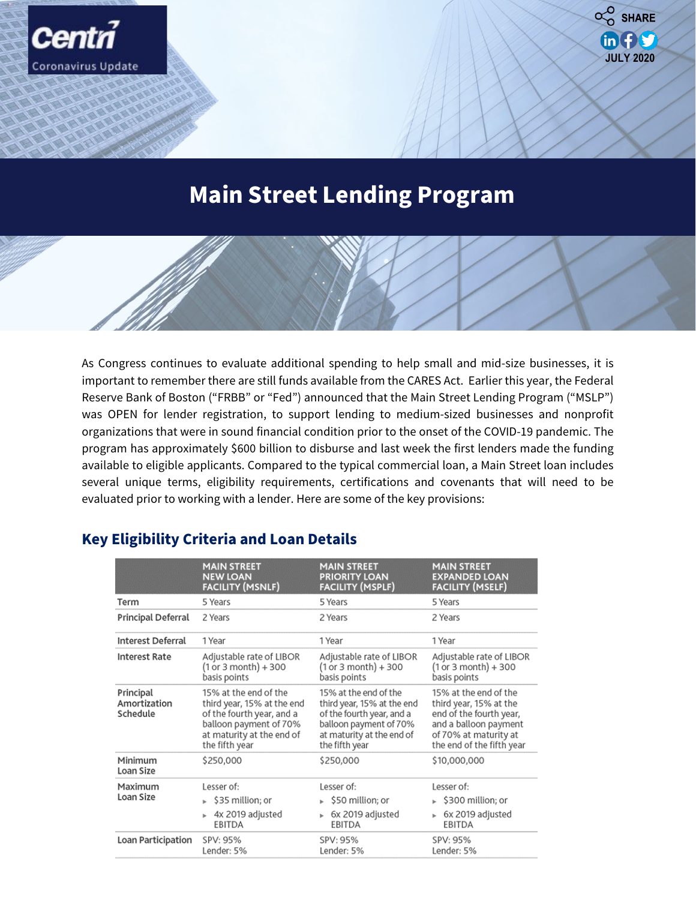Centri
Coronavirus Update

SHARE

JULY 2020

# Main Street Lending Program

As Congress continues to evaluate additional spending to help small and mid-size businesses, it is important to remember there are still funds available from the CARES Act. Earlier this year, the Federal Reserve Bank of Boston ("FRBB" or "Fed") announced that the Main Street Lending Program ("MSLP") was OPEN for lender registration, to support lending to medium-sized businesses and nonprofit organizations that were in sound financial condition prior to the onset of the COVID-19 pandemic. The program has approximately $600 billion to disburse and last week the first lenders made the funding available to eligible applicants. Compared to the typical commercial loan, a Main Street loan includes several unique terms, eligibility requirements, certifications and covenants that will need to be evaluated prior to working with a lender. Here are some of the key provisions:

## Key Eligibility Criteria and Loan Details

| | MAIN STREET NEW LOAN FACILITY (MSNLF) | MAIN STREET PRIORITY LOAN FACILITY (MSPLF) | MAIN STREET EXPANDED LOAN FACILITY (MSELF) |
|---|---|---|---|
| Term | 5 Years | 5 Years | 5 Years |
| Principal Deferral | 2 Years | 2 Years | 2 Years |
| Interest Deferral | 1 Year | 1 Year | 1 Year |
| Interest Rate | Adjustable rate of LIBOR (1 or 3 month) + 300 basis points | Adjustable rate of LIBOR (1 or 3 month) + 300 basis points | Adjustable rate of LIBOR (1 or 3 month) + 300 basis points |
| Principal Amortization Schedule | 15% at the end of the third year, 15% at the end of the fourth year, and a balloon payment of 70% at maturity at the end of the fifth year | 15% at the end of the third year, 15% at the end of the fourth year, and a balloon payment of 70% at maturity at the end of the fifth year | 15% at the end of the third year, 15% at the end of the fourth year, and a balloon payment of 70% at maturity at the end of the fifth year |
| Minimum Loan Size | $250,000 | $250,000 | $10,000,000 |
| Maximum Loan Size | Lesser of: <br> ▸ $35 million; or <br> ▸ 4x 2019 adjusted EBITDA | Lesser of: <br> ▸ $50 million; or <br> ▸ 6x 2019 adjusted EBITDA | Lesser of: <br> ▸ $300 million; or <br> ▸ 6x 2019 adjusted EBITDA |
| Loan Participation | SPV: 95% <br> Lender: 5% | SPV: 95% <br> Lender: 5% | SPV: 95% <br> Lender: 5% |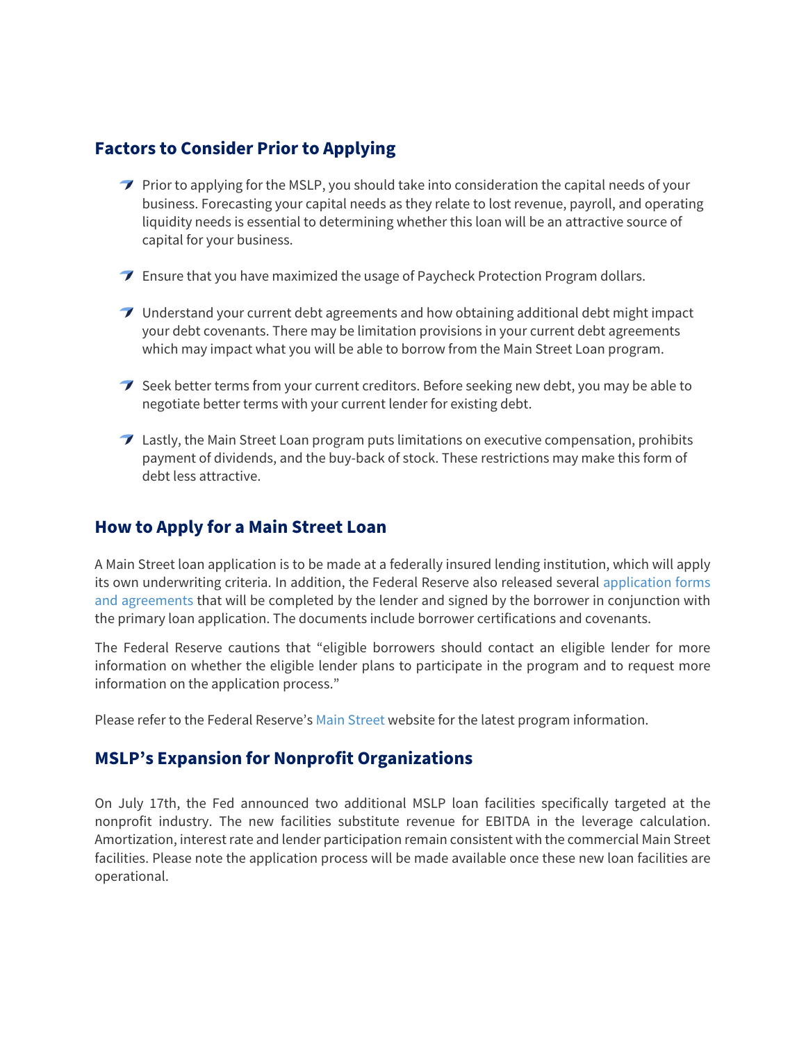## Factors to Consider Prior to Applying

- Prior to applying for the MSLP, you should take into consideration the capital needs of your business. Forecasting your capital needs as they relate to lost revenue, payroll, and operating liquidity needs is essential to determining whether this loan will be an attractive source of capital for your business.
- Ensure that you have maximized the usage of Paycheck Protection Program dollars.
- Understand your current debt agreements and how obtaining additional debt might impact your debt covenants. There may be limitation provisions in your current debt agreements which may impact what you will be able to borrow from the Main Street Loan program.
- Seek better terms from your current creditors. Before seeking new debt, you may be able to negotiate better terms with your current lender for existing debt.
- Lastly, the Main Street Loan program puts limitations on executive compensation, prohibits payment of dividends, and the buy-back of stock. These restrictions may make this form of debt less attractive.

## How to Apply for a Main Street Loan

A Main Street loan application is to be made at a federally insured lending institution, which will apply its own underwriting criteria. In addition, the Federal Reserve also released several application forms and agreements that will be completed by the lender and signed by the borrower in conjunction with the primary loan application. The documents include borrower certifications and covenants.

The Federal Reserve cautions that "eligible borrowers should contact an eligible lender for more information on whether the eligible lender plans to participate in the program and to request more information on the application process."

Please refer to the Federal Reserve's Main Street website for the latest program information.

## MSLP's Expansion for Nonprofit Organizations

On July 17th, the Fed announced two additional MSLP loan facilities specifically targeted at the nonprofit industry. The new facilities substitute revenue for EBITDA in the leverage calculation. Amortization, interest rate and lender participation remain consistent with the commercial Main Street facilities. Please note the application process will be made available once these new loan facilities are operational.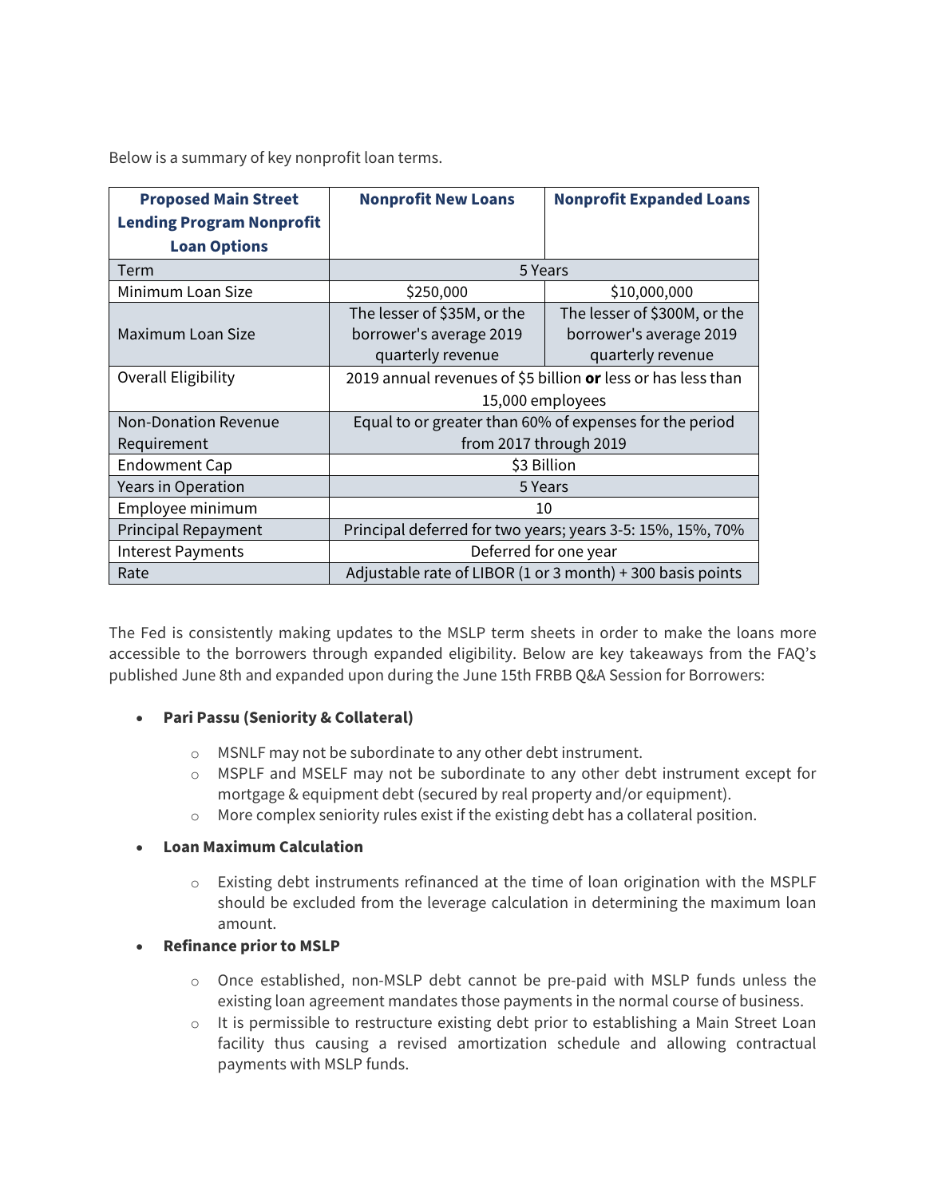Below is a summary of key nonprofit loan terms.

| Proposed Main Street Lending Program Nonprofit Loan Options | Nonprofit New Loans | Nonprofit Expanded Loans |
|---|---|---|
| Term | 5 Years | |
| Minimum Loan Size | $250,000 | $10,000,000 |
| Maximum Loan Size | The lesser of $35M, or the borrower's average 2019 quarterly revenue | The lesser of $300M, or the borrower's average 2019 quarterly revenue |
| Overall Eligibility | 2019 annual revenues of $5 billion **or** less or has less than 15,000 employees | |
| Non-Donation Revenue Requirement | Equal to or greater than 60% of expenses for the period from 2017 through 2019 | |
| Endowment Cap | $3 Billion | |
| Years in Operation | 5 Years | |
| Employee minimum | 10 | |
| Principal Repayment | Principal deferred for two years; years 3-5: 15%, 15%, 70% | |
| Interest Payments | Deferred for one year | |
| Rate | Adjustable rate of LIBOR (1 or 3 month) + 300 basis points | |

The Fed is consistently making updates to the MSLP term sheets in order to make the loans more accessible to the borrowers through expanded eligibility. Below are key takeaways from the FAQ's published June 8th and expanded upon during the June 15th FRBB Q&A Session for Borrowers:

- **Pari Passu (Seniority & Collateral)**
  - MSNLF may not be subordinate to any other debt instrument.
  - MSPLF and MSELF may not be subordinate to any other debt instrument except for mortgage & equipment debt (secured by real property and/or equipment).
  - More complex seniority rules exist if the existing debt has a collateral position.
- **Loan Maximum Calculation**
  - Existing debt instruments refinanced at the time of loan origination with the MSPLF should be excluded from the leverage calculation in determining the maximum loan amount.
- **Refinance prior to MSLP**
  - Once established, non-MSLP debt cannot be pre-paid with MSLP funds unless the existing loan agreement mandates those payments in the normal course of business.
  - It is permissible to restructure existing debt prior to establishing a Main Street Loan facility thus causing a revised amortization schedule and allowing contractual payments with MSLP funds.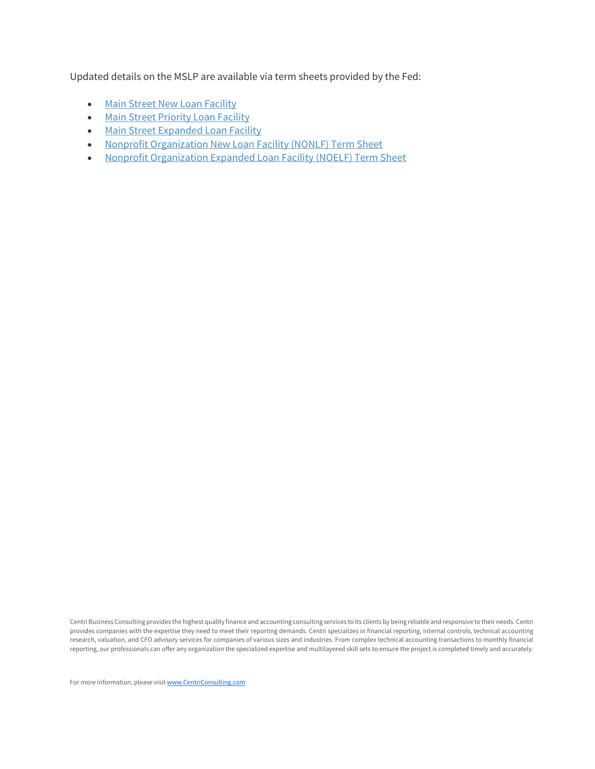Updated details on the MSLP are available via term sheets provided by the Fed:

- Main Street New Loan Facility
- Main Street Priority Loan Facility
- Main Street Expanded Loan Facility
- Nonprofit Organization New Loan Facility (NONLF) Term Sheet
- Nonprofit Organization Expanded Loan Facility (NOELF) Term Sheet

Centri Business Consulting provides the highest quality finance and accounting consulting services to its clients by being reliable and responsive to their needs. Centri provides companies with the expertise they need to meet their reporting demands. Centri specializes in financial reporting, internal controls, technical accounting research, valuation, and CFO advisory services for companies of various sizes and industries. From complex technical accounting transactions to monthly financial reporting, our professionals can offer any organization the specialized expertise and multilayered skill sets to ensure the project is completed timely and accurately.

For more information, please visit www.CentriConsulting.com